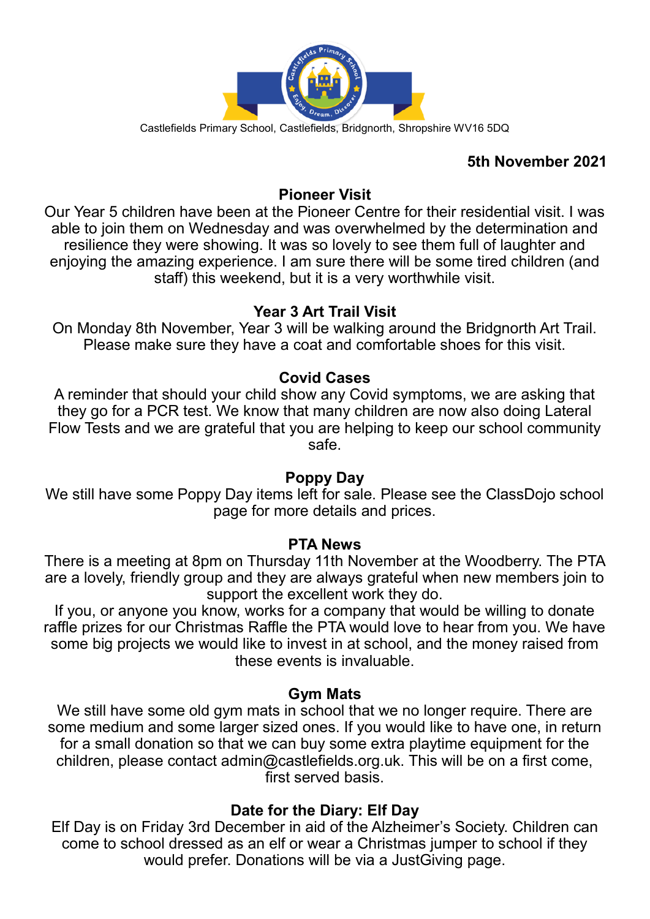Castlefields Primary School, Castlefields, Bridgnorth, Shropshire WV16 5DQ

**5th November 2021**

## Pioneer Visit

Our Year 5 children have been at the Pioneer Centre for their residential visit. I was able to join them on Wednesday and was overwhelmed by the determination and resilience they were showing. It was so lovely to see them full of laughter and enjoying the amazing experience. I am sure there will be some tired children (and staff) this weekend, but it is a very worthwhile visit.

## Year 3 Art Trail Visit

On Monday 8th November, Year 3 will be walking around the Bridgnorth Art Trail. Please make sure they have a coat and comfortable shoes for this visit.

## Covid Cases

A reminder that should your child show any Covid symptoms, we are asking that they go for a PCR test. We know that many children are now also doing Lateral Flow Tests and we are grateful that you are helping to keep our school community safe.

## Poppy Day

We still have some Poppy Day items left for sale. Please see the ClassDojo school page for more details and prices.

## PTA News

There is a meeting at 8pm on Thursday 11th November at the Woodberry. The PTA are a lovely, friendly group and they are always grateful when new members join to support the excellent work they do.

If you, or anyone you know, works for a company that would be willing to donate raffle prizes for our Christmas Raffle the PTA would love to hear from you. We have some big projects we would like to invest in at school, and the money raised from these events is invaluable.

## Gym Mats

We still have some old gym mats in school that we no longer require. There are some medium and some larger sized ones. If you would like to have one, in return for a small donation so that we can buy some extra playtime equipment for the children, please contact admin@castlefields.org.uk. This will be on a first come, first served basis.

## Date for the Diary: Elf Day

Elf Day is on Friday 3rd December in aid of the Alzheimer's Society. Children can come to school dressed as an elf or wear a Christmas jumper to school if they would prefer. Donations will be via a JustGiving page.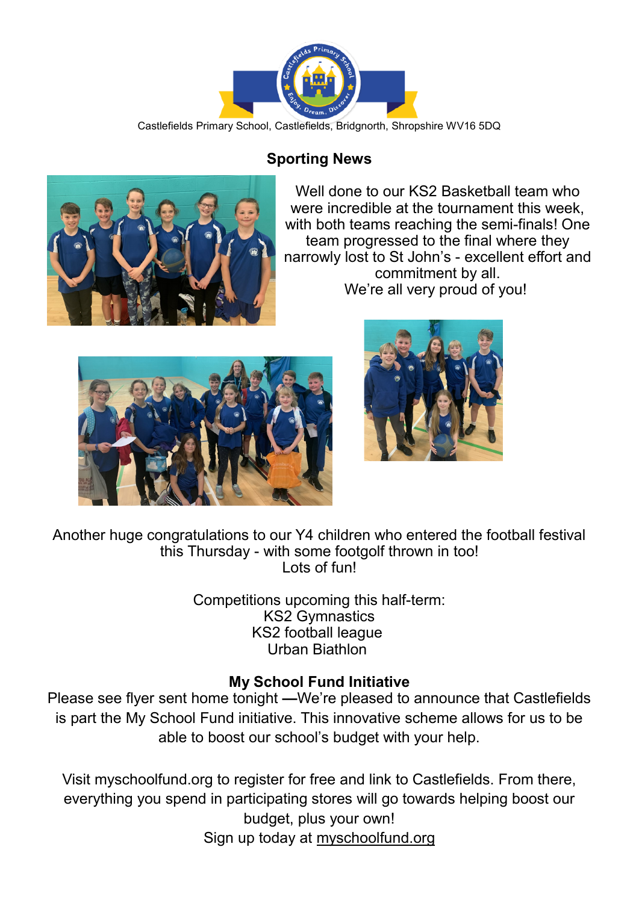Castlefields Primary School, Castlefields, Bridgnorth, Shropshire WV16 5DQ

## Sporting News

Well done to our KS2 Basketball team who were incredible at the tournament this week, with both teams reaching the semi-finals! One team progressed to the final where they narrowly lost to St John's - excellent effort and commitment by all.
We're all very proud of you!

Another huge congratulations to our Y4 children who entered the football festival this Thursday - with some footgolf thrown in too!
Lots of fun!

Competitions upcoming this half-term:
KS2 Gymnastics
KS2 football league
Urban Biathlon

## My School Fund Initiative

Please see flyer sent home tonight —We're pleased to announce that Castlefields is part the My School Fund initiative. This innovative scheme allows for us to be able to boost our school's budget with your help.

Visit myschoolfund.org to register for free and link to Castlefields. From there, everything you spend in participating stores will go towards helping boost our budget, plus your own!
Sign up today at myschoolfund.org